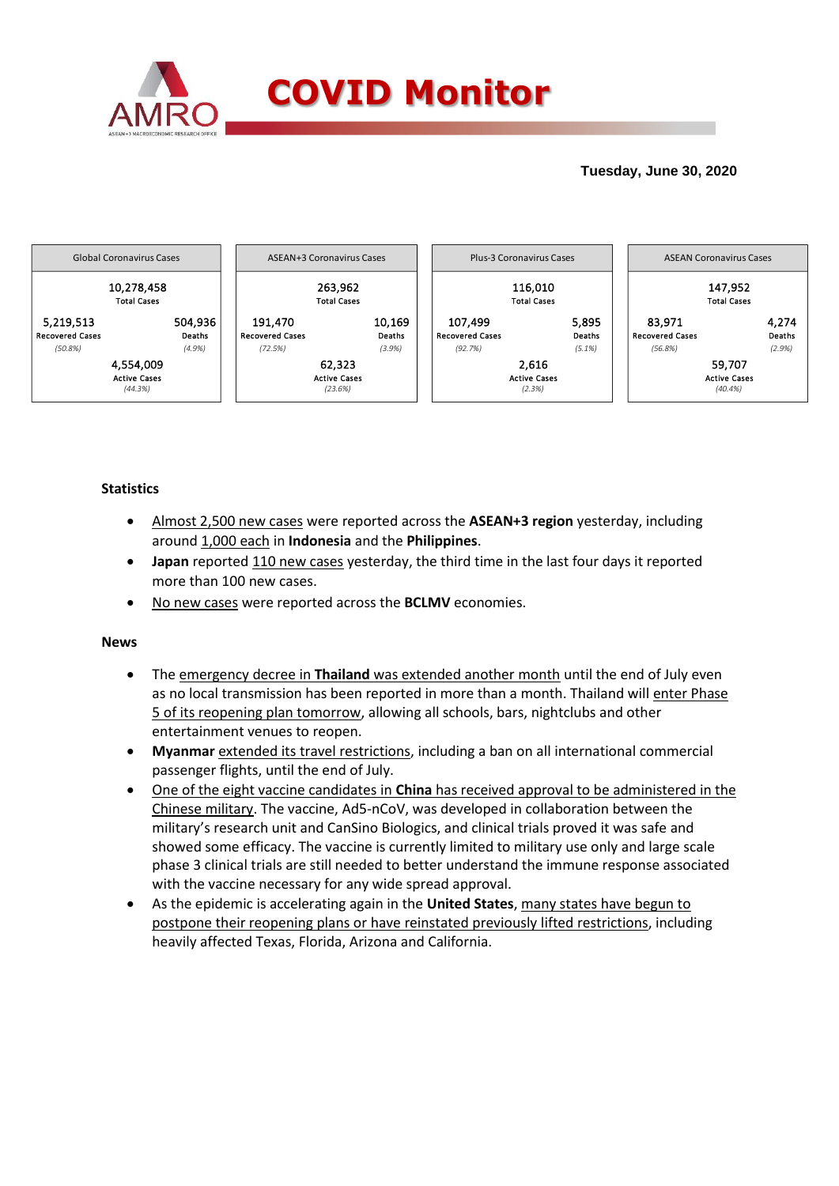# COVID Monitor

**Tuesday, June 30, 2020**

| Global Coronavirus Cases | ASEAN+3 Coronavirus Cases | Plus-3 Coronavirus Cases | ASEAN Coronavirus Cases |
|---|---|---|---|
| 10,278,458 Total Cases | 263,962 Total Cases | 116,010 Total Cases | 147,952 Total Cases |
| 5,219,513 Recovered Cases *(50.8%)* | 191,470 Recovered Cases *(72.5%)* | 107,499 Recovered Cases *(92.7%)* | 83,971 Recovered Cases *(56.8%)* |
| 504,936 Deaths *(4.9%)* | 10,169 Deaths *(3.9%)* | 5,895 Deaths *(5.1%)* | 4,274 Deaths *(2.9%)* |
| 4,554,009 Active Cases *(44.3%)* | 62,323 Active Cases *(23.6%)* | 2,616 Active Cases *(2.3%)* | 59,707 Active Cases *(40.4%)* |

### Statistics

- Almost 2,500 new cases were reported across the **ASEAN+3 region** yesterday, including around 1,000 each in **Indonesia** and the **Philippines**.
- **Japan** reported 110 new cases yesterday, the third time in the last four days it reported more than 100 new cases.
- No new cases were reported across the **BCLMV** economies.

### News

- The emergency decree in **Thailand** was extended another month until the end of July even as no local transmission has been reported in more than a month. Thailand will enter Phase 5 of its reopening plan tomorrow, allowing all schools, bars, nightclubs and other entertainment venues to reopen.
- **Myanmar** extended its travel restrictions, including a ban on all international commercial passenger flights, until the end of July.
- One of the eight vaccine candidates in **China** has received approval to be administered in the Chinese military. The vaccine, Ad5-nCoV, was developed in collaboration between the military's research unit and CanSino Biologics, and clinical trials proved it was safe and showed some efficacy. The vaccine is currently limited to military use only and large scale phase 3 clinical trials are still needed to better understand the immune response associated with the vaccine necessary for any wide spread approval.
- As the epidemic is accelerating again in the **United States**, many states have begun to postpone their reopening plans or have reinstated previously lifted restrictions, including heavily affected Texas, Florida, Arizona and California.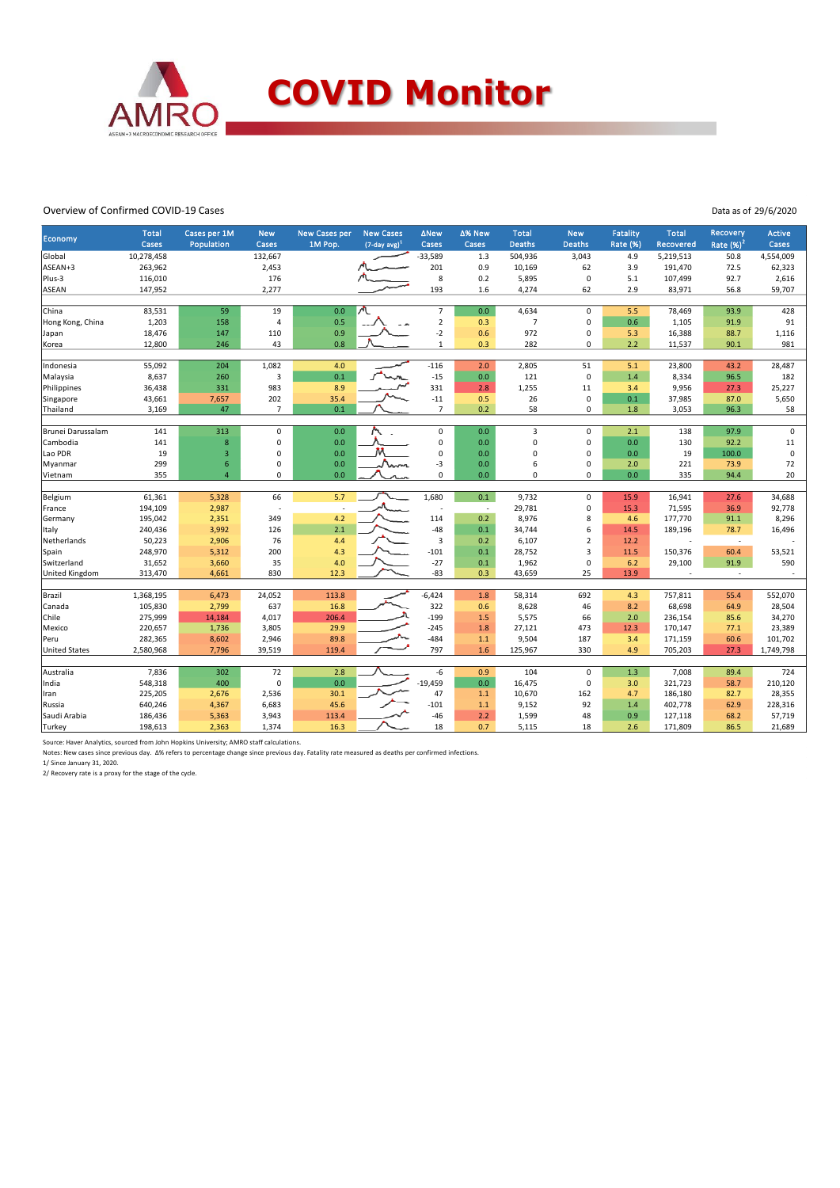# COVID Monitor

Overview of Confirmed COVID-19 Cases

Data as of 29/6/2020

| Economy | Total Cases | Cases per 1M Population | New Cases | New Cases per 1M Pop. | New Cases (7-day avg)[1] | ΔNew Cases | Δ% New Cases | Total Deaths | New Deaths | Fatality Rate (%) | Total Recovered | Recovery Rate (%)[2] | Active Cases |
|---|---|---|---|---|---|---|---|---|---|---|---|---|---|
| Global | 10,278,458 | | 132,667 | | | -33,589 | 1.3 | 504,936 | 3,043 | 4.9 | 5,219,513 | 50.8 | 4,554,009 |
| ASEAN+3 | 263,962 | | 2,453 | | | 201 | 0.9 | 10,169 | 62 | 3.9 | 191,470 | 72.5 | 62,323 |
| Plus-3 | 116,010 | | 176 | | | 8 | 0.2 | 5,895 | 0 | 5.1 | 107,499 | 92.7 | 2,616 |
| ASEAN | 147,952 | | 2,277 | | | 193 | 1.6 | 4,274 | 62 | 2.9 | 83,971 | 56.8 | 59,707 |
| | | | | | | | | | | | | | |
| China | 83,531 | 59 | 19 | 0.0 | | 7 | 0.0 | 4,634 | 0 | 5.5 | 78,469 | 93.9 | 428 |
| Hong Kong, China | 1,203 | 158 | 4 | 0.5 | | 2 | 0.3 | 7 | 0 | 0.6 | 1,105 | 91.9 | 91 |
| Japan | 18,476 | 147 | 110 | 0.9 | | -2 | 0.6 | 972 | 0 | 5.3 | 16,388 | 88.7 | 1,116 |
| Korea | 12,800 | 246 | 43 | 0.8 | | 1 | 0.3 | 282 | 0 | 2.2 | 11,537 | 90.1 | 981 |
| | | | | | | | | | | | | | |
| Indonesia | 55,092 | 204 | 1,082 | 4.0 | | -116 | 2.0 | 2,805 | 51 | 5.1 | 23,800 | 43.2 | 28,487 |
| Malaysia | 8,637 | 260 | 3 | 0.1 | | -15 | 0.0 | 121 | 0 | 1.4 | 8,334 | 96.5 | 182 |
| Philippines | 36,438 | 331 | 983 | 8.9 | | 331 | 2.8 | 1,255 | 11 | 3.4 | 9,956 | 27.3 | 25,227 |
| Singapore | 43,661 | 7,657 | 202 | 35.4 | | -11 | 0.5 | 26 | 0 | 0.1 | 37,985 | 87.0 | 5,650 |
| Thailand | 3,169 | 47 | 7 | 0.1 | | 7 | 0.2 | 58 | 0 | 1.8 | 3,053 | 96.3 | 58 |
| | | | | | | | | | | | | | |
| Brunei Darussalam | 141 | 313 | 0 | 0.0 | | 0 | 0.0 | 3 | 0 | 2.1 | 138 | 97.9 | 0 |
| Cambodia | 141 | 8 | 0 | 0.0 | | 0 | 0.0 | 0 | 0 | 0.0 | 130 | 92.2 | 11 |
| Lao PDR | 19 | 3 | 0 | 0.0 | | 0 | 0.0 | 0 | 0 | 0.0 | 19 | 100.0 | 0 |
| Myanmar | 299 | 6 | 0 | 0.0 | | -3 | 0.0 | 6 | 0 | 2.0 | 221 | 73.9 | 72 |
| Vietnam | 355 | 4 | 0 | 0.0 | | 0 | 0.0 | 0 | 0 | 0.0 | 335 | 94.4 | 20 |
| | | | | | | | | | | | | | |
| Belgium | 61,361 | 5,328 | 66 | 5.7 | | 1,680 | 0.1 | 9,732 | 0 | 15.9 | 16,941 | 27.6 | 34,688 |
| France | 194,109 | 2,987 | - | - | | - | - | 29,781 | 0 | 15.3 | 71,595 | 36.9 | 92,778 |
| Germany | 195,042 | 2,351 | 349 | 4.2 | | 114 | 0.2 | 8,976 | 8 | 4.6 | 177,770 | 91.1 | 8,296 |
| Italy | 240,436 | 3,992 | 126 | 2.1 | | -48 | 0.1 | 34,744 | 6 | 14.5 | 189,196 | 78.7 | 16,496 |
| Netherlands | 50,223 | 2,906 | 76 | 4.4 | | 3 | 0.2 | 6,107 | 2 | 12.2 | - | - | - |
| Spain | 248,970 | 5,312 | 200 | 4.3 | | -101 | 0.1 | 28,752 | 3 | 11.5 | 150,376 | 60.4 | 53,521 |
| Switzerland | 31,652 | 3,660 | 35 | 4.0 | | -27 | 0.1 | 1,962 | 0 | 6.2 | 29,100 | 91.9 | 590 |
| United Kingdom | 313,470 | 4,661 | 830 | 12.3 | | -83 | 0.3 | 43,659 | 25 | 13.9 | - | - | - |
| | | | | | | | | | | | | | |
| Brazil | 1,368,195 | 6,473 | 24,052 | 113.8 | | -6,424 | 1.8 | 58,314 | 692 | 4.3 | 757,811 | 55.4 | 552,070 |
| Canada | 105,830 | 2,799 | 637 | 16.8 | | 322 | 0.6 | 8,628 | 46 | 8.2 | 68,698 | 64.9 | 28,504 |
| Chile | 275,999 | 14,184 | 4,017 | 206.4 | | -199 | 1.5 | 5,575 | 66 | 2.0 | 236,154 | 85.6 | 34,270 |
| Mexico | 220,657 | 1,736 | 3,805 | 29.9 | | -245 | 1.8 | 27,121 | 473 | 12.3 | 170,147 | 77.1 | 23,389 |
| Peru | 282,365 | 8,602 | 2,946 | 89.8 | | -484 | 1.1 | 9,504 | 187 | 3.4 | 171,159 | 60.6 | 101,702 |
| United States | 2,580,968 | 7,796 | 39,519 | 119.4 | | 797 | 1.6 | 125,967 | 330 | 4.9 | 705,203 | 27.3 | 1,749,798 |
| | | | | | | | | | | | | | |
| Australia | 7,836 | 302 | 72 | 2.8 | | -6 | 0.9 | 104 | 0 | 1.3 | 7,008 | 89.4 | 724 |
| India | 548,318 | 400 | 0 | 0.0 | | -19,459 | 0.0 | 16,475 | 0 | 3.0 | 321,723 | 58.7 | 210,120 |
| Iran | 225,205 | 2,676 | 2,536 | 30.1 | | 47 | 1.1 | 10,670 | 162 | 4.7 | 186,180 | 82.7 | 28,355 |
| Russia | 640,246 | 4,367 | 6,683 | 45.6 | | -101 | 1.1 | 9,152 | 92 | 1.4 | 402,778 | 62.9 | 228,316 |
| Saudi Arabia | 186,436 | 5,363 | 3,943 | 113.4 | | -46 | 2.2 | 1,599 | 48 | 0.9 | 127,118 | 68.2 | 57,719 |
| Turkey | 198,613 | 2,363 | 1,374 | 16.3 | | 18 | 0.7 | 5,115 | 18 | 2.6 | 171,809 | 86.5 | 21,689 |

Source: Haver Analytics, sourced from John Hopkins University; AMRO staff calculations.

Notes: New cases since previous day. Δ% refers to percentage change since previous day. Fatality rate measured as deaths per confirmed infections.

1/ Since January 31, 2020.

2/ Recovery rate is a proxy for the stage of the cycle.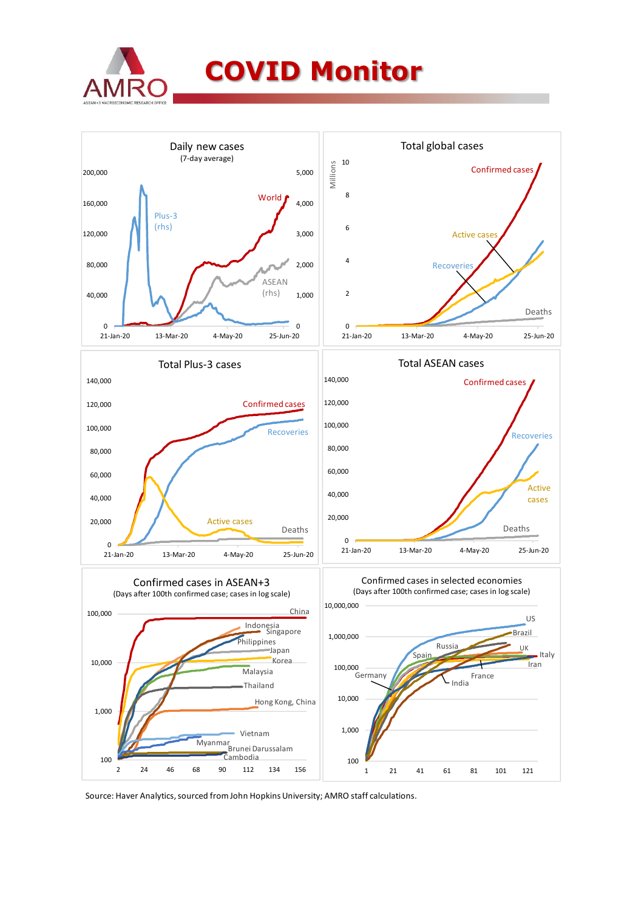# COVID Monitor

AMRO
ASEAN+3 MACROECONOMIC RESEARCH OFFICE

Daily new cases
(7-day average)

200,000
160,000
120,000
80,000
40,000
0
21-Jan-20
13-Mar-20
4-May-20
25-Jun-20
5,000
4,000
3,000
2,000
1,000
0
World
Plus-3
(rhs)
ASEAN
(rhs)

Total global cases

Millions
10
8
6
4
2
0
21-Jan-20
13-Mar-20
4-May-20
25-Jun-20
Confirmed cases
Active cases
Recoveries
Deaths

Total Plus-3 cases

140,000
120,000
100,000
80,000
60,000
40,000
20,000
0
21-Jan-20
13-Mar-20
4-May-20
25-Jun-20
Confirmed cases
Recoveries
Active cases
Deaths

Total ASEAN cases

140,000
120,000
100,000
80,000
60,000
40,000
20,000
0
21-Jan-20
13-Mar-20
4-May-20
25-Jun-20
Confirmed cases
Recoveries
Active
cases
Deaths

Confirmed cases in ASEAN+3
(Days after 100th confirmed case; cases in log scale)

100,000
10,000
1,000
100
2
24
46
68
90
112
134
156
China
Indonesia
Singapore
Philippines
Japan
Korea
Malaysia
Thailand
Hong Kong, China
Vietnam
Myanmar
Brunei Darussalam
Cambodia

Confirmed cases in selected economies
(Days after 100th confirmed case; cases in log scale)

10,000,000
1,000,000
100,000
10,000
1,000
100
1
21
41
61
81
101
121
US
Brazil
Russia
UK
Italy
Iran
Spain
Germany
France
India

Source: Haver Analytics, sourced from John Hopkins University; AMRO staff calculations.